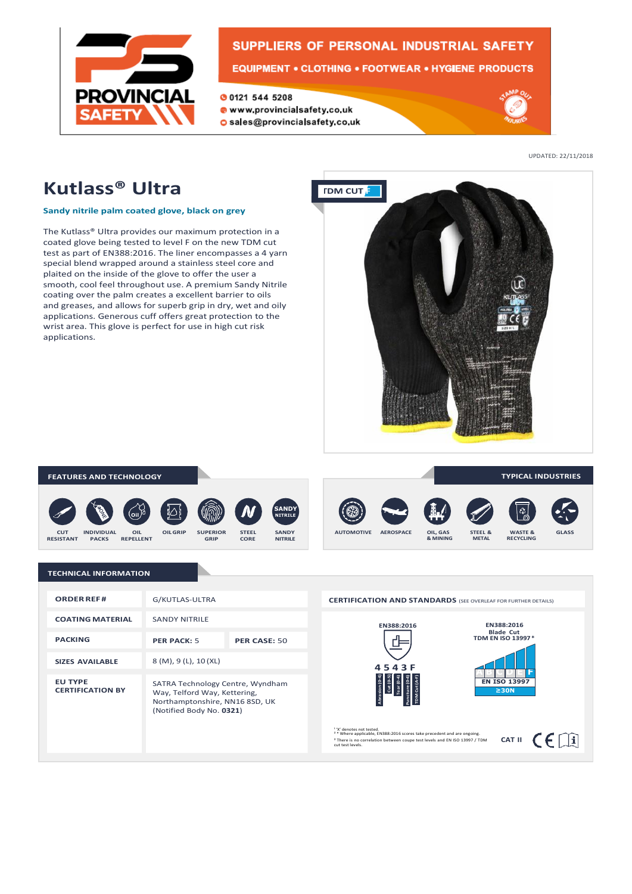PROVINCIAL SAFETY

SUPPLIERS OF PERSONAL INDUSTRIAL SAFETY

EQUIPMENT • CLOTHING • FOOTWEAR • HYGIENE PRODUCTS

0121 544 5208
www.provincialsafety.co.uk
sales@provincialsafety.co.uk

UPDATED: 22/11/2018

# Kutlass® Ultra

**Sandy nitrile palm coated glove, black on grey**

The Kutlass® Ultra provides our maximum protection in a coated glove being tested to level F on the new TDM cut test as part of EN388:2016. The liner encompasses a 4 yarn special blend wrapped around a stainless steel core and plaited on the inside of the glove to offer the user a smooth, cool feel throughout use. A premium Sandy Nitrile coating over the palm creates a excellent barrier to oils and greases, and allows for superb grip in dry, wet and oily applications. Generous cuff offers great protection to the wrist area. This glove is perfect for use in high cut risk applications.

TDM CUT F

## FEATURES AND TECHNOLOGY

CUT RESISTANT, INDIVIDUAL PACKS, OIL REPELLENT, OIL GRIP, SUPERIOR GRIP, STEEL CORE, SANDY NITRILE

## TYPICAL INDUSTRIES

AUTOMOTIVE, AEROSPACE, OIL, GAS & MINING, STEEL & METAL, WASTE & RECYCLING, GLASS

## TECHNICAL INFORMATION

| | | |
|---|---|---|
| **ORDER REF #** | G/KUTLAS-ULTRA | |
| **COATING MATERIAL** | SANDY NITRILE | |
| **PACKING** | **PER PACK:** 5 | **PER CASE:** 50 |
| **SIZES AVAILABLE** | 8 (M), 9 (L), 10 (XL) | |
| **EU TYPE CERTIFICATION BY** | SATRA Technology Centre, Wyndham Way, Telford Way, Kettering, Northamptonshire, NN16 8SD, UK (Notified Body No. **0321**) | |

**CERTIFICATION AND STANDARDS** (SEE OVERLEAF FOR FURTHER DETAILS)

EN388:2016

4 5 4 3 F

Abrasion (0-4), Cut (0-5), Tear (0-4), Puncture (0-4), TDM Cut (A-F)

EN388:2016 Blade Cut TDM EN ISO 13997 *

A B C D E F

EN ISO 13997 ≥30N

¹ 'X' denotes not tested.
² * Where applicable, EN388:2016 scores take precedent and are ongoing.
³ There is no correlation between coupe test levels and EN ISO 13997 / TDM cut test levels.

CAT II CE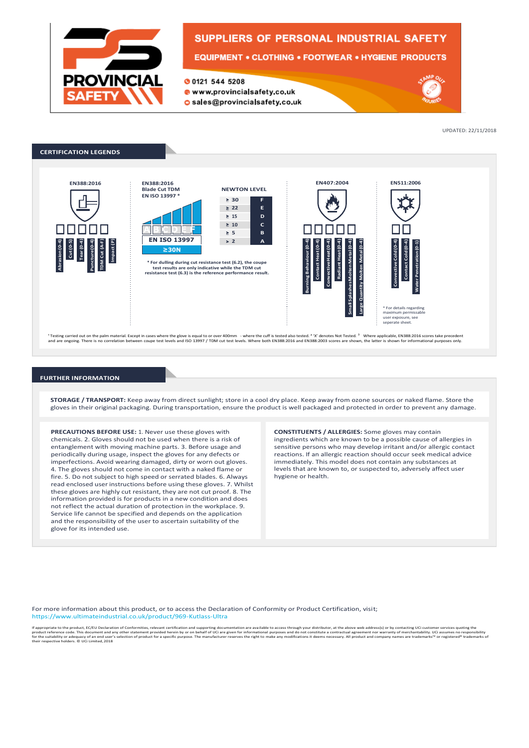# SUPPLIERS OF PERSONAL INDUSTRIAL SAFETY

EQUIPMENT • CLOTHING • FOOTWEAR • HYGIENE PRODUCTS

PROVINCIAL SAFETY

0121 544 5208
www.provincialsafety.co.uk
sales@provincialsafety.co.uk

UPDATED: 22/11/2018

## CERTIFICATION LEGENDS

**EN388:2016**

Abrasion (0-4)
Cut (0-5)
Tear (0-4)
Puncture (0-4)
TDM Cut (A-F)
Impact (P)

**EN388:2016**
**Blade Cut TDM**
**EN ISO 13997 ***

A B C D E F

**EN ISO 13997**
**≥30N**

**NEWTON LEVEL**

| | |
|---|---|
| ≥ 30 | F |
| ≥ 22 | E |
| ≥ 15 | D |
| ≥ 10 | C |
| ≥ 5 | B |
| ≥ 2 | A |

* For dulling during cut resistance test (6.2), the coupe test results are only indicative while the TDM cut resistance test (6.3) is the reference performance result.

**EN407:2004**

Burning Behaviour (0-4)
Contact Heat (0-4)
Convective Heat (0-4)
Radiant Heat (0-4)
Small Splashes Molten Metal (0-4)
Large Quantity Molten Metal (0-4)

**EN511:2006**

Convective Cold (0-4)
Contact Cold (0-4)
Water Penetration (0-1)

* For details regarding maximum permissable user exposure, see seperate sheet.

[1] Testing carried out on the palm material. Except in cases where the glove is equal to or over 400mm - where the cuff is tested also tested. [2] 'X' denotes Not Tested. [3] Where applicable, EN388:2016 scores take precedent and are ongoing. There is no correlation between coupe test levels and ISO 13997 / TDM cut test levels. Where both EN388:2016 and EN388:2003 scores are shown, the latter is shown for informational purposes only.

## FURTHER INFORMATION

**STORAGE / TRANSPORT:** Keep away from direct sunlight; store in a cool dry place. Keep away from ozone sources or naked flame. Store the gloves in their original packaging. During transportation, ensure the product is well packaged and protected in order to prevent any damage.

**PRECAUTIONS BEFORE USE:** 1. Never use these gloves with chemicals. 2. Gloves should not be used when there is a risk of entanglement with moving machine parts. 3. Before usage and periodically during usage, inspect the gloves for any defects or imperfections. Avoid wearing damaged, dirty or worn out gloves. 4. The gloves should not come in contact with a naked flame or fire. 5. Do not subject to high speed or serrated blades. 6. Always read enclosed user instructions before using these gloves. 7. Whilst these gloves are highly cut resistant, they are not cut proof. 8. The information provided is for products in a new condition and does not reflect the actual duration of protection in the workplace. 9. Service life cannot be specified and depends on the application and the responsibility of the user to ascertain suitability of the glove for its intended use.

**CONSTITUENTS / ALLERGIES:** Some gloves may contain ingredients which are known to be a possible cause of allergies in sensitive persons who may develop irritant and/or allergic contact reactions. If an allergic reaction should occur seek medical advice immediately. This model does not contain any substances at levels that are known to, or suspected to, adversely affect user hygiene or health.

For more information about this product, or to access the Declaration of Conformity or Product Certification, visit;
https://www.ultimateindustrial.co.uk/product/969-Kutlass-Ultra

If appropriate to the product, EC/EU Declaration of Conformities, relevant certification and supporting documentation are available to access through your distributor, at the above web address(s) or by contacting UCi customer services quoting the product reference code. This document and any other statement provided herein by or on behalf of UCi are given for informational purposes and do not constitute a contractual agreement nor warranty of merchantability. UCi assumes no responsibility for the suitability or adequacy of an end user's selection of product for a specific purpose. The manufacturer reserves the right to make any modifications it deems necessary. All product and company names are trademarks™ or registered® trademarks of their respective holders. © UCi Limited, 2018